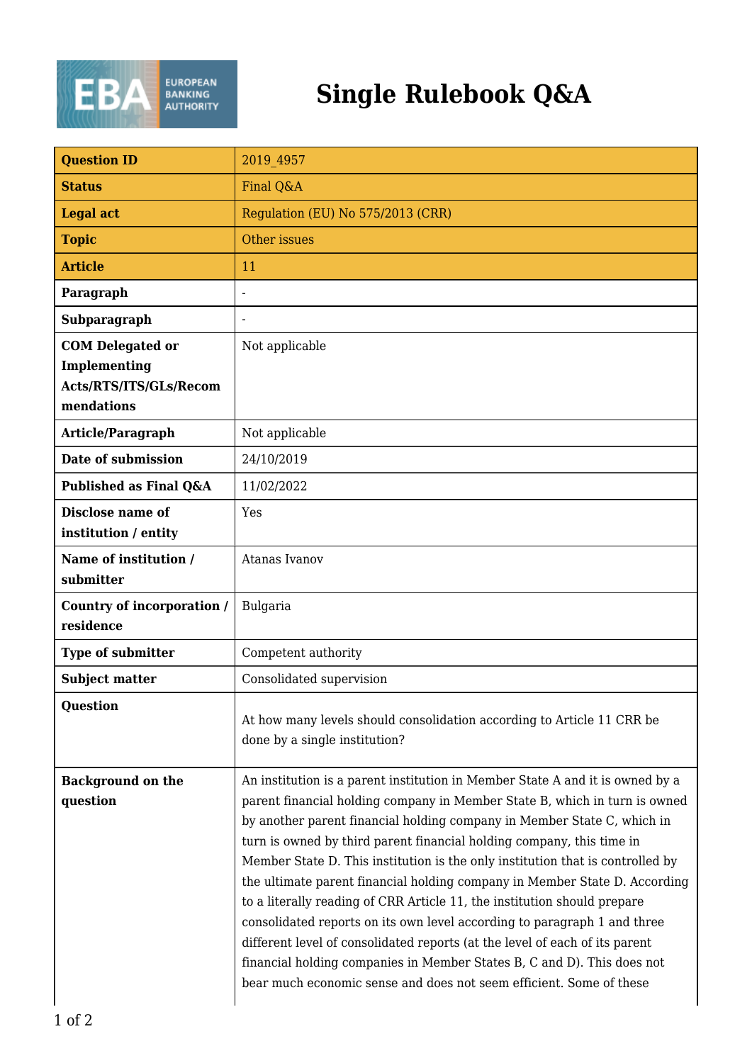# Single Rulebook Q&A

| Question ID | 2019_4957 |
| --- | --- |
| Status | Final Q&A |
| Legal act | Regulation (EU) No 575/2013 (CRR) |
| Topic | Other issues |
| Article | 11 |
| Paragraph | - |
| Subparagraph | - |
| COM Delegated or Implementing Acts/RTS/ITS/GLs/Recommendations | Not applicable |
| Article/Paragraph | Not applicable |
| Date of submission | 24/10/2019 |
| Published as Final Q&A | 11/02/2022 |
| Disclose name of institution / entity | Yes |
| Name of institution / submitter | Atanas Ivanov |
| Country of incorporation / residence | Bulgaria |
| Type of submitter | Competent authority |
| Subject matter | Consolidated supervision |
| Question | At how many levels should consolidation according to Article 11 CRR be done by a single institution? |
| Background on the question | An institution is a parent institution in Member State A and it is owned by a parent financial holding company in Member State B, which in turn is owned by another parent financial holding company in Member State C, which in turn is owned by third parent financial holding company, this time in Member State D. This institution is the only institution that is controlled by the ultimate parent financial holding company in Member State D. According to a literally reading of CRR Article 11, the institution should prepare consolidated reports on its own level according to paragraph 1 and three different level of consolidated reports (at the level of each of its parent financial holding companies in Member States B, C and D). This does not bear much economic sense and does not seem efficient. Some of these |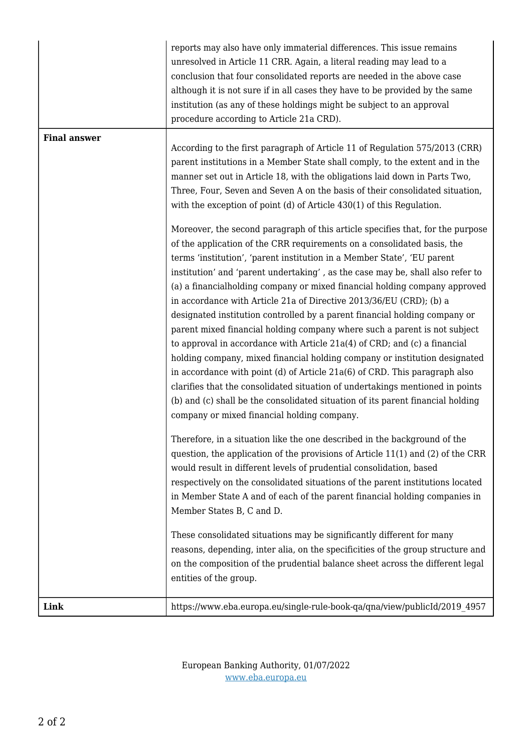| | |
|---|---|
| | reports may also have only immaterial differences. This issue remains unresolved in Article 11 CRR. Again, a literal reading may lead to a conclusion that four consolidated reports are needed in the above case although it is not sure if in all cases they have to be provided by the same institution (as any of these holdings might be subject to an approval procedure according to Article 21a CRD). |
| **Final answer** | According to the first paragraph of Article 11 of Regulation 575/2013 (CRR) parent institutions in a Member State shall comply, to the extent and in the manner set out in Article 18, with the obligations laid down in Parts Two, Three, Four, Seven and Seven A on the basis of their consolidated situation, with the exception of point (d) of Article 430(1) of this Regulation.<br><br>Moreover, the second paragraph of this article specifies that, for the purpose of the application of the CRR requirements on a consolidated basis, the terms 'institution', 'parent institution in a Member State', 'EU parent institution' and 'parent undertaking' , as the case may be, shall also refer to (a) a financialholding company or mixed financial holding company approved in accordance with Article 21a of Directive 2013/36/EU (CRD); (b) a designated institution controlled by a parent financial holding company or parent mixed financial holding company where such a parent is not subject to approval in accordance with Article 21a(4) of CRD; and (c) a financial holding company, mixed financial holding company or institution designated in accordance with point (d) of Article 21a(6) of CRD. This paragraph also clarifies that the consolidated situation of undertakings mentioned in points (b) and (c) shall be the consolidated situation of its parent financial holding company or mixed financial holding company.<br><br>Therefore, in a situation like the one described in the background of the question, the application of the provisions of Article 11(1) and (2) of the CRR would result in different levels of prudential consolidation, based respectively on the consolidated situations of the parent institutions located in Member State A and of each of the parent financial holding companies in Member States B, C and D.<br><br>These consolidated situations may be significantly different for many reasons, depending, inter alia, on the specificities of the group structure and on the composition of the prudential balance sheet across the different legal entities of the group. |
| **Link** | https://www.eba.europa.eu/single-rule-book-qa/qna/view/publicId/2019_4957 |

European Banking Authority, 01/07/2022
www.eba.europa.eu